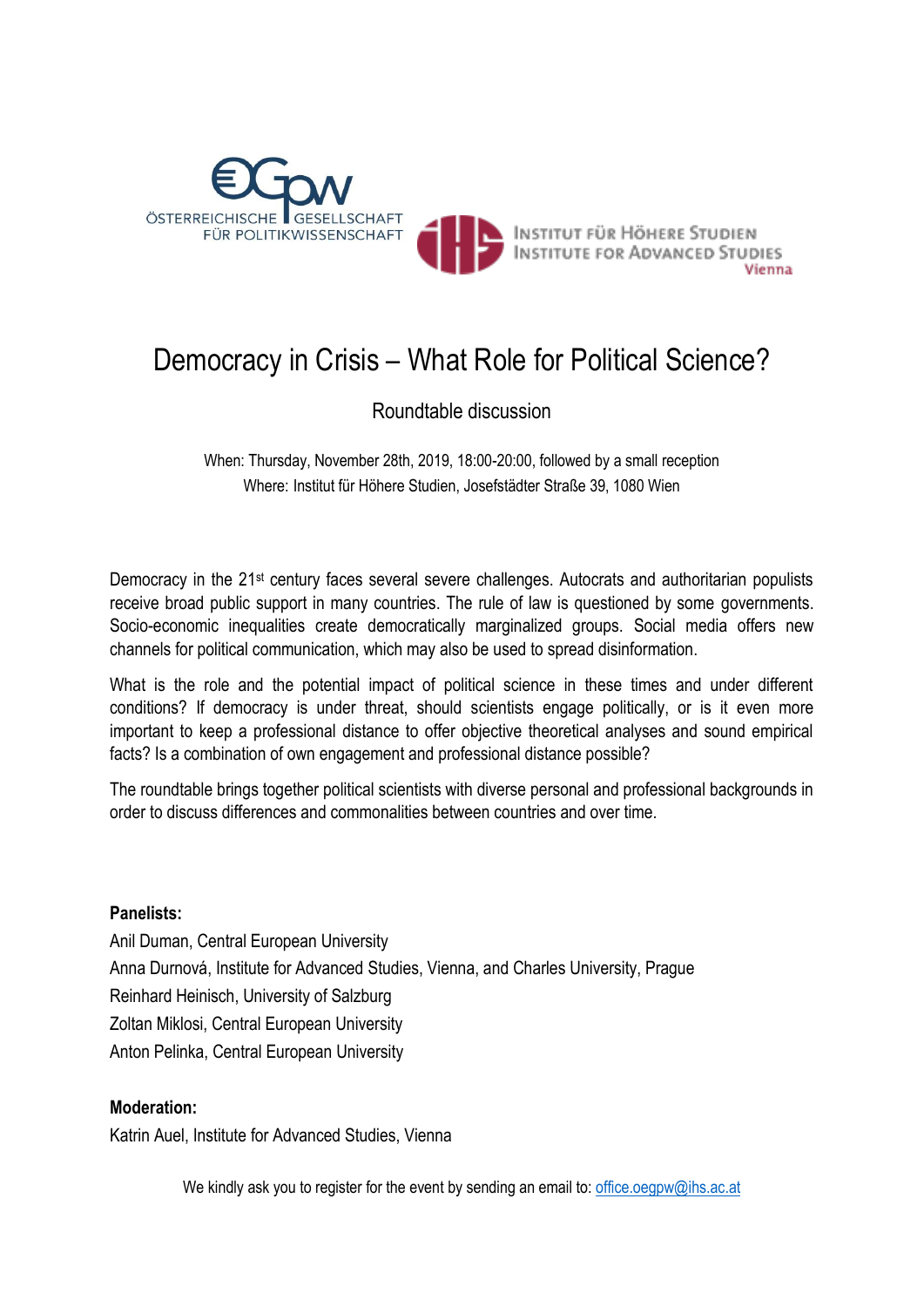ÖSTERREICHISCHE GESELLSCHAFT FÜR POLITIKWISSENSCHAFT

INSTITUT FÜR HÖHERE STUDIEN
INSTITUTE FOR ADVANCED STUDIES
Vienna

# Democracy in Crisis – What Role for Political Science?

## Roundtable discussion

When: Thursday, November 28th, 2019, 18:00-20:00, followed by a small reception
Where: Institut für Höhere Studien, Josefstädter Straße 39, 1080 Wien

Democracy in the 21st century faces several severe challenges. Autocrats and authoritarian populists receive broad public support in many countries. The rule of law is questioned by some governments. Socio-economic inequalities create democratically marginalized groups. Social media offers new channels for political communication, which may also be used to spread disinformation.

What is the role and the potential impact of political science in these times and under different conditions? If democracy is under threat, should scientists engage politically, or is it even more important to keep a professional distance to offer objective theoretical analyses and sound empirical facts? Is a combination of own engagement and professional distance possible?

The roundtable brings together political scientists with diverse personal and professional backgrounds in order to discuss differences and commonalities between countries and over time.

**Panelists:**

Anil Duman, Central European University
Anna Durnová, Institute for Advanced Studies, Vienna, and Charles University, Prague
Reinhard Heinisch, University of Salzburg
Zoltan Miklosi, Central European University
Anton Pelinka, Central European University

**Moderation:**

Katrin Auel, Institute for Advanced Studies, Vienna

We kindly ask you to register for the event by sending an email to: office.oegpw@ihs.ac.at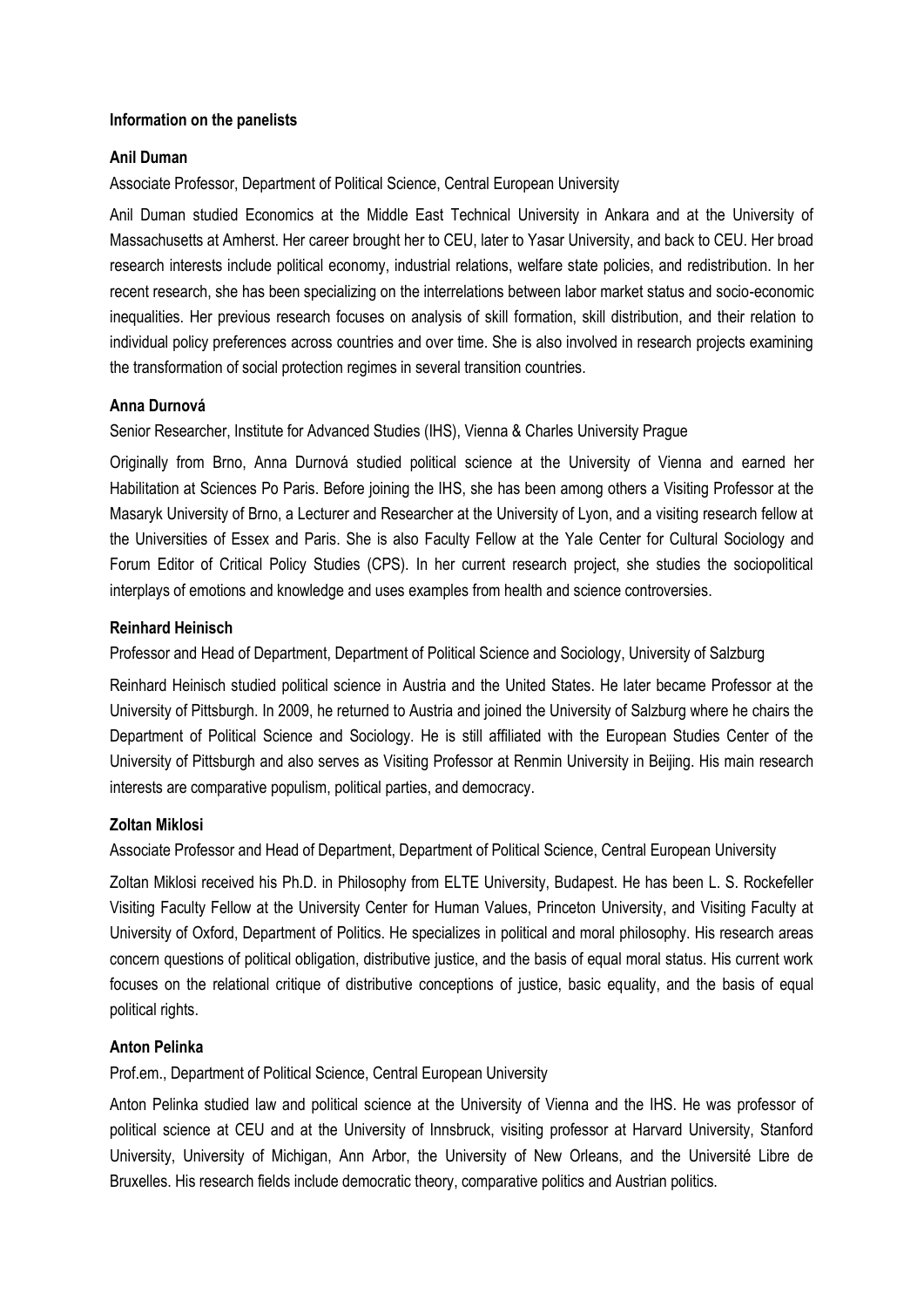**Information on the panelists**

**Anil Duman**

Associate Professor, Department of Political Science, Central European University

Anil Duman studied Economics at the Middle East Technical University in Ankara and at the University of Massachusetts at Amherst. Her career brought her to CEU, later to Yasar University, and back to CEU. Her broad research interests include political economy, industrial relations, welfare state policies, and redistribution. In her recent research, she has been specializing on the interrelations between labor market status and socio-economic inequalities. Her previous research focuses on analysis of skill formation, skill distribution, and their relation to individual policy preferences across countries and over time. She is also involved in research projects examining the transformation of social protection regimes in several transition countries.

**Anna Durnová**

Senior Researcher, Institute for Advanced Studies (IHS), Vienna & Charles University Prague

Originally from Brno, Anna Durnová studied political science at the University of Vienna and earned her Habilitation at Sciences Po Paris. Before joining the IHS, she has been among others a Visiting Professor at the Masaryk University of Brno, a Lecturer and Researcher at the University of Lyon, and a visiting research fellow at the Universities of Essex and Paris. She is also Faculty Fellow at the Yale Center for Cultural Sociology and Forum Editor of Critical Policy Studies (CPS). In her current research project, she studies the sociopolitical interplays of emotions and knowledge and uses examples from health and science controversies.

**Reinhard Heinisch**

Professor and Head of Department, Department of Political Science and Sociology, University of Salzburg

Reinhard Heinisch studied political science in Austria and the United States. He later became Professor at the University of Pittsburgh. In 2009, he returned to Austria and joined the University of Salzburg where he chairs the Department of Political Science and Sociology. He is still affiliated with the European Studies Center of the University of Pittsburgh and also serves as Visiting Professor at Renmin University in Beijing. His main research interests are comparative populism, political parties, and democracy.

**Zoltan Miklosi**

Associate Professor and Head of Department, Department of Political Science, Central European University

Zoltan Miklosi received his Ph.D. in Philosophy from ELTE University, Budapest. He has been L. S. Rockefeller Visiting Faculty Fellow at the University Center for Human Values, Princeton University, and Visiting Faculty at University of Oxford, Department of Politics. He specializes in political and moral philosophy. His research areas concern questions of political obligation, distributive justice, and the basis of equal moral status. His current work focuses on the relational critique of distributive conceptions of justice, basic equality, and the basis of equal political rights.

**Anton Pelinka**

Prof.em., Department of Political Science, Central European University

Anton Pelinka studied law and political science at the University of Vienna and the IHS. He was professor of political science at CEU and at the University of Innsbruck, visiting professor at Harvard University, Stanford University, University of Michigan, Ann Arbor, the University of New Orleans, and the Université Libre de Bruxelles. His research fields include democratic theory, comparative politics and Austrian politics.